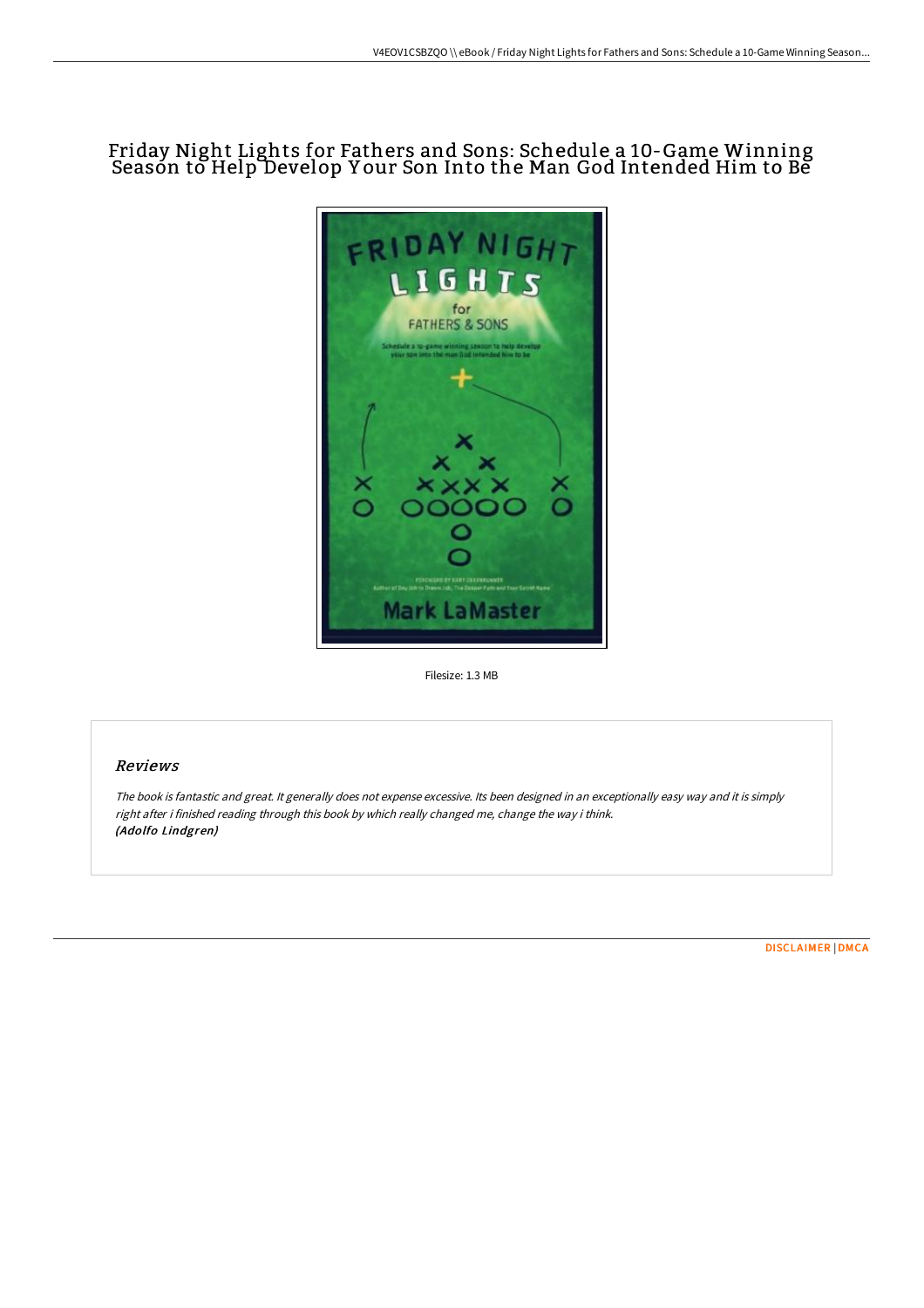# Friday Night Lights for Fathers and Sons: Schedule a 10-Game Winning Season to Help Develop Your Son Into the Man God Intended Him to Be

Filesize: 1.3 MB

## Reviews

*The book is fantastic and great. It generally does not expense excessive. Its been designed in an exceptionally easy way and it is simply right after i finished reading through this book by which really changed me, change the way i think.*
***(Adolfo Lindgren)***

DISCLAIMER | DMCA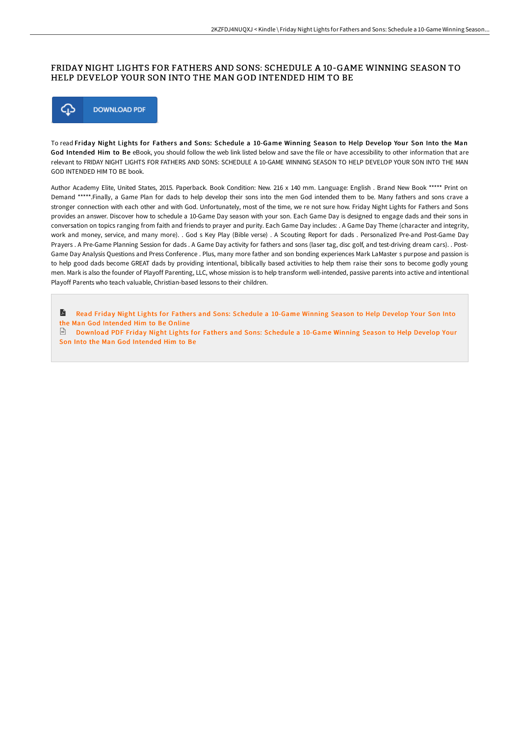# FRIDAY NIGHT LIGHTS FOR FATHERS AND SONS: SCHEDULE A 10-GAME WINNING SEASON TO HELP DEVELOP YOUR SON INTO THE MAN GOD INTENDED HIM TO BE

DOWNLOAD PDF

To read **Friday Night Lights for Fathers and Sons: Schedule a 10-Game Winning Season to Help Develop Your Son Into the Man God Intended Him to Be** eBook, you should follow the web link listed below and save the file or have accessibility to other information that are relevant to FRIDAY NIGHT LIGHTS FOR FATHERS AND SONS: SCHEDULE A 10-GAME WINNING SEASON TO HELP DEVELOP YOUR SON INTO THE MAN GOD INTENDED HIM TO BE book.

Author Academy Elite, United States, 2015. Paperback. Book Condition: New. 216 x 140 mm. Language: English . Brand New Book ***** Print on Demand *****.Finally, a Game Plan for dads to help develop their sons into the men God intended them to be. Many fathers and sons crave a stronger connection with each other and with God. Unfortunately, most of the time, we re not sure how. Friday Night Lights for Fathers and Sons provides an answer. Discover how to schedule a 10-Game Day season with your son. Each Game Day is designed to engage dads and their sons in conversation on topics ranging from faith and friends to prayer and purity. Each Game Day includes: . A Game Day Theme (character and integrity, work and money, service, and many more). . God s Key Play (Bible verse) . A Scouting Report for dads . Personalized Pre-and Post-Game Day Prayers . A Pre-Game Planning Session for dads . A Game Day activity for fathers and sons (laser tag, disc golf, and test-driving dream cars). . Post-Game Day Analysis Questions and Press Conference . Plus, many more father and son bonding experiences Mark LaMaster s purpose and passion is to help good dads become GREAT dads by providing intentional, biblically based activities to help them raise their sons to become godly young men. Mark is also the founder of Playoff Parenting, LLC, whose mission is to help transform well-intended, passive parents into active and intentional Playoff Parents who teach valuable, Christian-based lessons to their children.

Read Friday Night Lights for Fathers and Sons: Schedule a 10-Game Winning Season to Help Develop Your Son Into the Man God Intended Him to Be Online

Download PDF Friday Night Lights for Fathers and Sons: Schedule a 10-Game Winning Season to Help Develop Your Son Into the Man God Intended Him to Be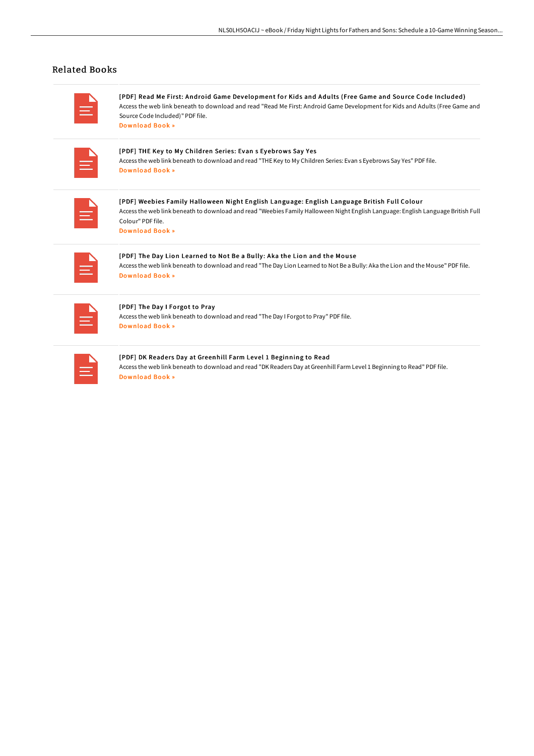## Related Books

**[PDF] Read Me First: Android Game Development for Kids and Adults (Free Game and Source Code Included)**
Access the web link beneath to download and read "Read Me First: Android Game Development for Kids and Adults (Free Game and Source Code Included)" PDF file.
Download Book »

**[PDF] THE Key to My Children Series: Evan s Eyebrows Say Yes**
Access the web link beneath to download and read "THE Key to My Children Series: Evan s Eyebrows Say Yes" PDF file.
Download Book »

**[PDF] Weebies Family Halloween Night English Language: English Language British Full Colour**
Access the web link beneath to download and read "Weebies Family Halloween Night English Language: English Language British Full Colour" PDF file.
Download Book »

**[PDF] The Day Lion Learned to Not Be a Bully: Aka the Lion and the Mouse**
Access the web link beneath to download and read "The Day Lion Learned to Not Be a Bully: Aka the Lion and the Mouse" PDF file.
Download Book »

**[PDF] The Day I Forgot to Pray**
Access the web link beneath to download and read "The Day I Forgot to Pray" PDF file.
Download Book »

**[PDF] DK Readers Day at Greenhill Farm Level 1 Beginning to Read**
Access the web link beneath to download and read "DK Readers Day at Greenhill Farm Level 1 Beginning to Read" PDF file.
Download Book »